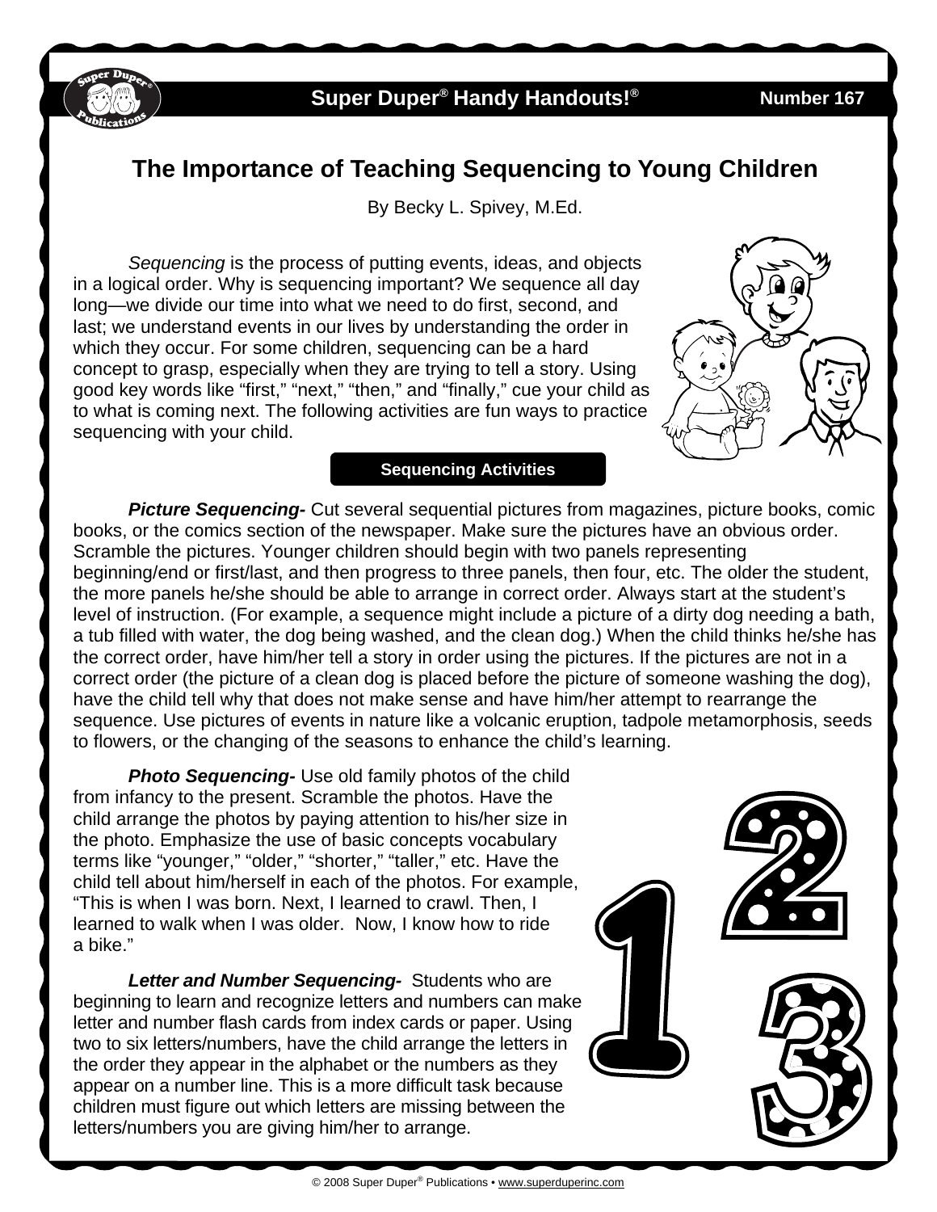Super Duper® Handy Handouts!® Number 167

# The Importance of Teaching Sequencing to Young Children

By Becky L. Spivey, M.Ed.

*Sequencing* is the process of putting events, ideas, and objects in a logical order. Why is sequencing important? We sequence all day long—we divide our time into what we need to do first, second, and last; we understand events in our lives by understanding the order in which they occur. For some children, sequencing can be a hard concept to grasp, especially when they are trying to tell a story. Using good key words like "first," "next," "then," and "finally," cue your child as to what is coming next. The following activities are fun ways to practice sequencing with your child.

## Sequencing Activities

***Picture Sequencing-*** Cut several sequential pictures from magazines, picture books, comic books, or the comics section of the newspaper. Make sure the pictures have an obvious order. Scramble the pictures. Younger children should begin with two panels representing beginning/end or first/last, and then progress to three panels, then four, etc. The older the student, the more panels he/she should be able to arrange in correct order. Always start at the student's level of instruction. (For example, a sequence might include a picture of a dirty dog needing a bath, a tub filled with water, the dog being washed, and the clean dog.) When the child thinks he/she has the correct order, have him/her tell a story in order using the pictures. If the pictures are not in a correct order (the picture of a clean dog is placed before the picture of someone washing the dog), have the child tell why that does not make sense and have him/her attempt to rearrange the sequence. Use pictures of events in nature like a volcanic eruption, tadpole metamorphosis, seeds to flowers, or the changing of the seasons to enhance the child's learning.

***Photo Sequencing-*** Use old family photos of the child from infancy to the present. Scramble the photos. Have the child arrange the photos by paying attention to his/her size in the photo. Emphasize the use of basic concepts vocabulary terms like "younger," "older," "shorter," "taller," etc. Have the child tell about him/herself in each of the photos. For example, "This is when I was born. Next, I learned to crawl. Then, I learned to walk when I was older. Now, I know how to ride a bike."

***Letter and Number Sequencing-*** Students who are beginning to learn and recognize letters and numbers can make letter and number flash cards from index cards or paper. Using two to six letters/numbers, have the child arrange the letters in the order they appear in the alphabet or the numbers as they appear on a number line. This is a more difficult task because children must figure out which letters are missing between the letters/numbers you are giving him/her to arrange.

© 2008 Super Duper® Publications • www.superduperinc.com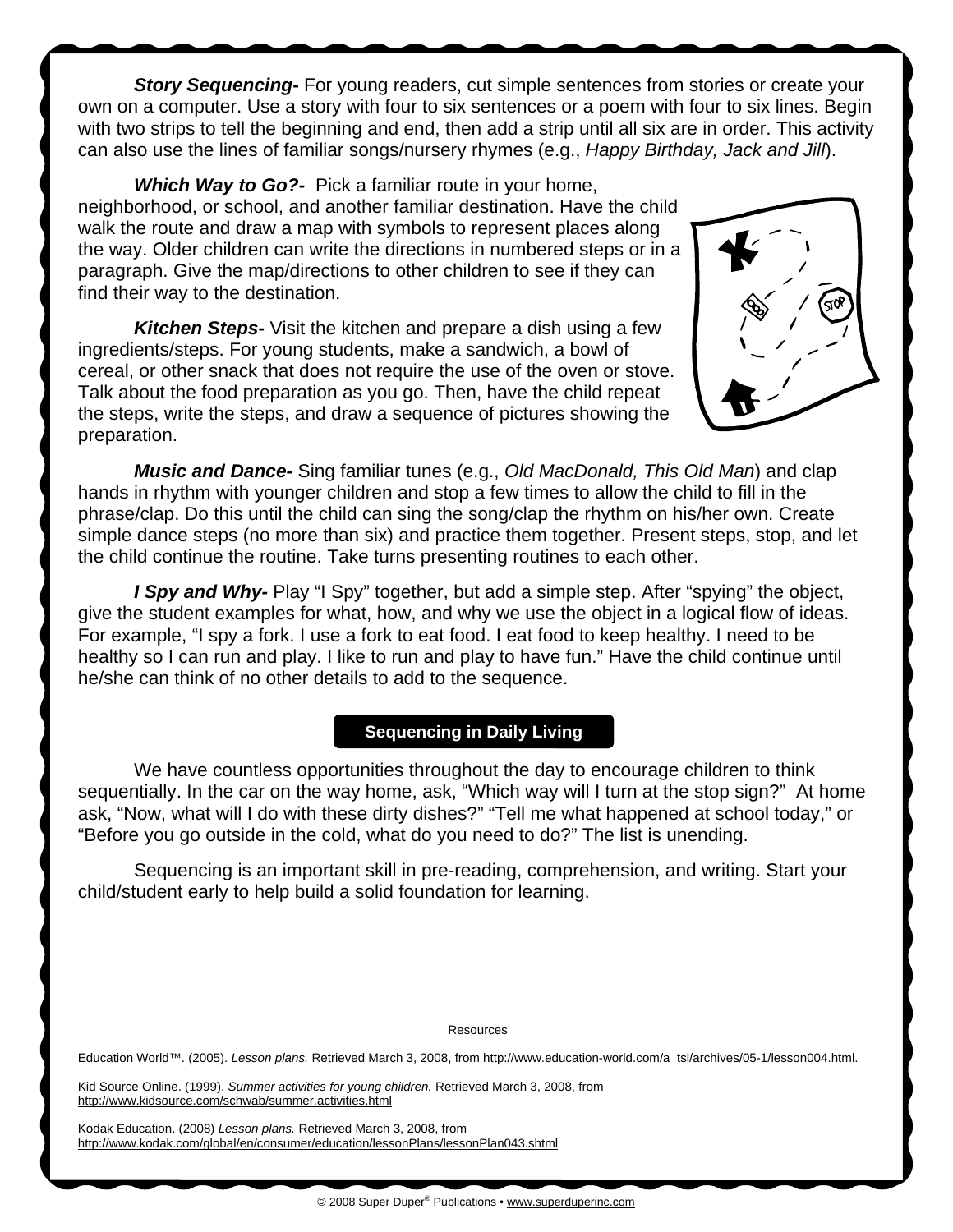***Story Sequencing-*** For young readers, cut simple sentences from stories or create your own on a computer. Use a story with four to six sentences or a poem with four to six lines. Begin with two strips to tell the beginning and end, then add a strip until all six are in order. This activity can also use the lines of familiar songs/nursery rhymes (e.g., *Happy Birthday, Jack and Jill*).

***Which Way to Go?-*** Pick a familiar route in your home, neighborhood, or school, and another familiar destination. Have the child walk the route and draw a map with symbols to represent places along the way. Older children can write the directions in numbered steps or in a paragraph. Give the map/directions to other children to see if they can find their way to the destination.

***Kitchen Steps-*** Visit the kitchen and prepare a dish using a few ingredients/steps. For young students, make a sandwich, a bowl of cereal, or other snack that does not require the use of the oven or stove. Talk about the food preparation as you go. Then, have the child repeat the steps, write the steps, and draw a sequence of pictures showing the preparation.

***Music and Dance-*** Sing familiar tunes (e.g., *Old MacDonald, This Old Man*) and clap hands in rhythm with younger children and stop a few times to allow the child to fill in the phrase/clap. Do this until the child can sing the song/clap the rhythm on his/her own. Create simple dance steps (no more than six) and practice them together. Present steps, stop, and let the child continue the routine. Take turns presenting routines to each other.

***I Spy and Why-*** Play "I Spy" together, but add a simple step. After "spying" the object, give the student examples for what, how, and why we use the object in a logical flow of ideas. For example, "I spy a fork. I use a fork to eat food. I eat food to keep healthy. I need to be healthy so I can run and play. I like to run and play to have fun." Have the child continue until he/she can think of no other details to add to the sequence.

## Sequencing in Daily Living

We have countless opportunities throughout the day to encourage children to think sequentially. In the car on the way home, ask, "Which way will I turn at the stop sign?" At home ask, "Now, what will I do with these dirty dishes?" "Tell me what happened at school today," or "Before you go outside in the cold, what do you need to do?" The list is unending.

Sequencing is an important skill in pre-reading, comprehension, and writing. Start your child/student early to help build a solid foundation for learning.

Resources

Education World™. (2005). *Lesson plans.* Retrieved March 3, 2008, from http://www.education-world.com/a_tsl/archives/05-1/lesson004.html.

Kid Source Online. (1999). *Summer activities for young children.* Retrieved March 3, 2008, from http://www.kidsource.com/schwab/summer.activities.html

Kodak Education. (2008) *Lesson plans.* Retrieved March 3, 2008, from http://www.kodak.com/global/en/consumer/education/lessonPlans/lessonPlan043.shtml

© 2008 Super Duper® Publications • www.superduperinc.com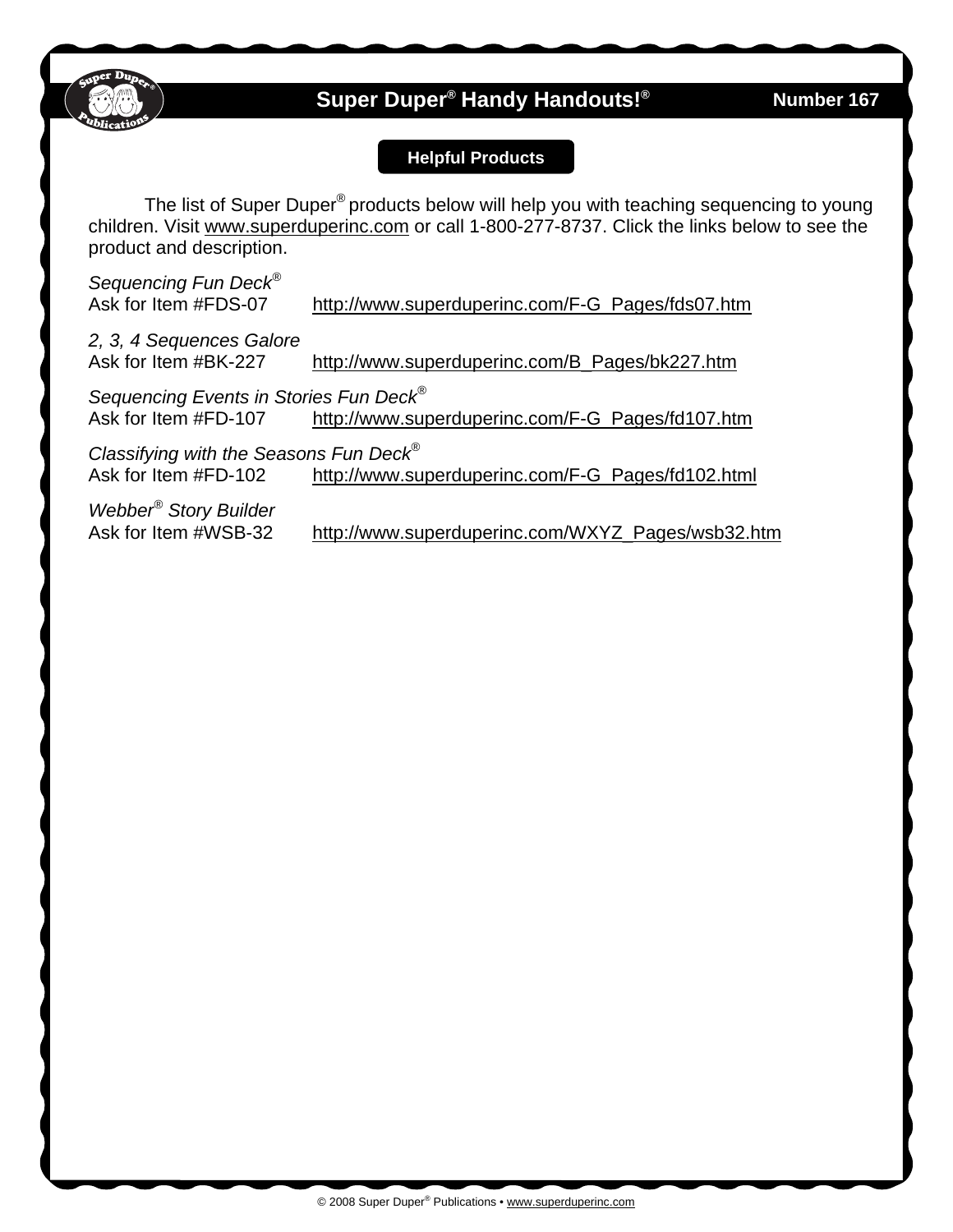## Helpful Products

The list of Super Duper® products below will help you with teaching sequencing to young children. Visit www.superduperinc.com or call 1-800-277-8737. Click the links below to see the product and description.

*Sequencing Fun Deck®*
Ask for Item #FDS-07 http://www.superduperinc.com/F-G_Pages/fds07.htm

*2, 3, 4 Sequences Galore*
Ask for Item #BK-227 http://www.superduperinc.com/B_Pages/bk227.htm

*Sequencing Events in Stories Fun Deck®*
Ask for Item #FD-107 http://www.superduperinc.com/F-G_Pages/fd107.htm

*Classifying with the Seasons Fun Deck®*
Ask for Item #FD-102 http://www.superduperinc.com/F-G_Pages/fd102.html

*Webber® Story Builder*
Ask for Item #WSB-32 http://www.superduperinc.com/WXYZ_Pages/wsb32.htm